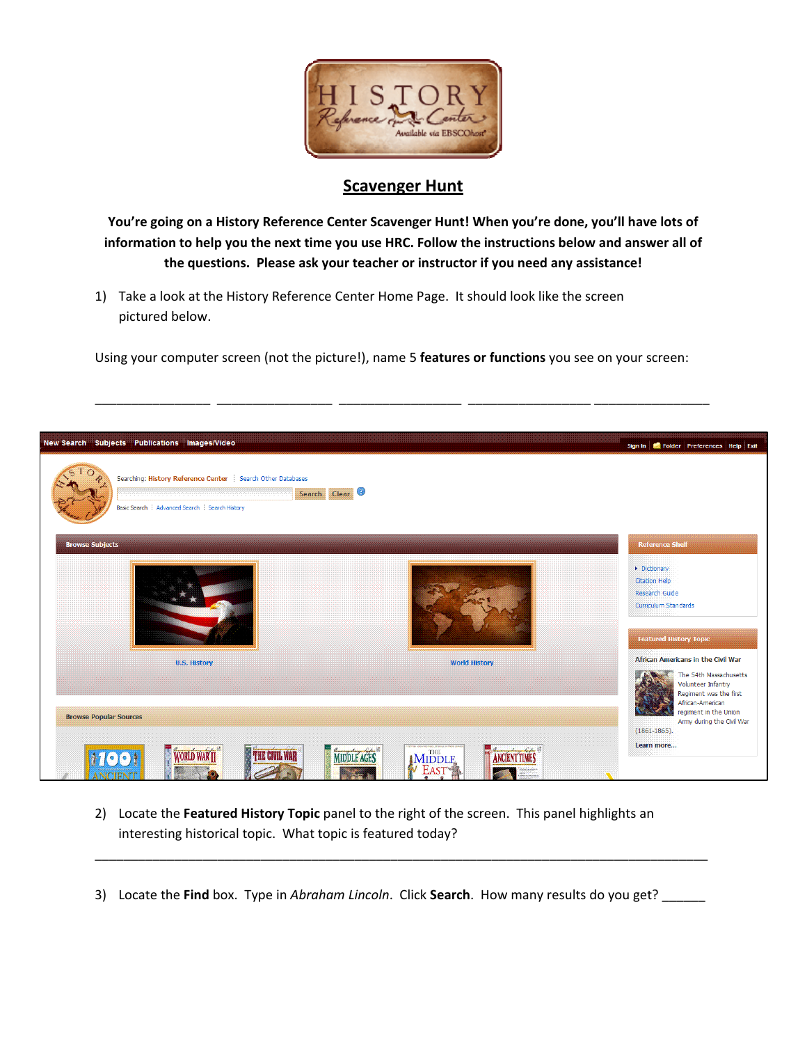# Scavenger Hunt

**You're going on a History Reference Center Scavenger Hunt! When you're done, you'll have lots of information to help you the next time you use HRC. Follow the instructions below and answer all of the questions. Please ask your teacher or instructor if you need any assistance!**

1) Take a look at the History Reference Center Home Page. It should look like the screen pictured below.

Using your computer screen (not the picture!), name 5 **features or functions** you see on your screen:

_______________ _______________ ________________ ________________ ________________

2) Locate the **Featured History Topic** panel to the right of the screen. This panel highlights an interesting historical topic. What topic is featured today?

________________________________________________________________________________

3) Locate the **Find** box. Type in *Abraham Lincoln*. Click **Search**. How many results do you get? ______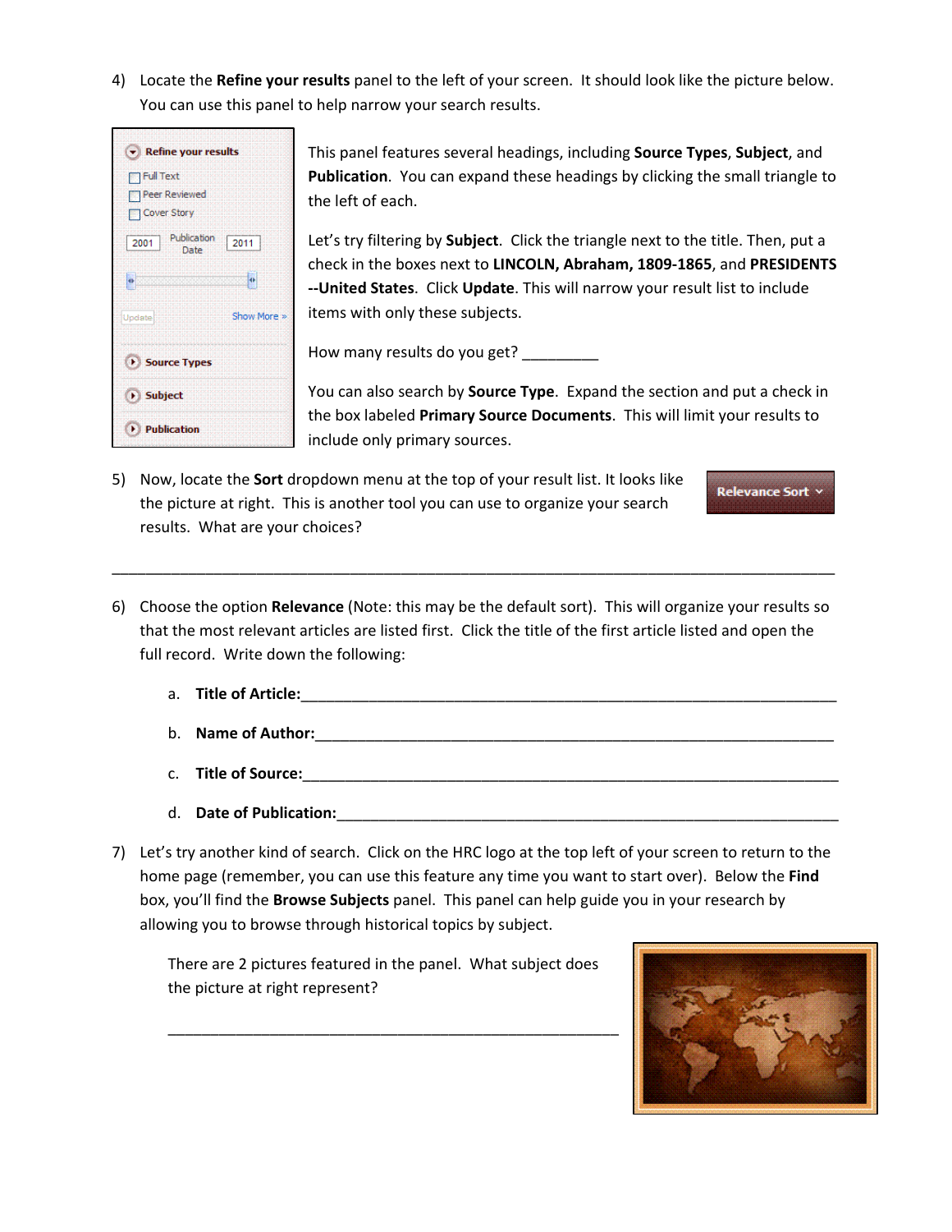4) Locate the **Refine your results** panel to the left of your screen. It should look like the picture below. You can use this panel to help narrow your search results.

This panel features several headings, including **Source Types**, **Subject**, and **Publication**. You can expand these headings by clicking the small triangle to the left of each.

Let's try filtering by **Subject**. Click the triangle next to the title. Then, put a check in the boxes next to **LINCOLN, Abraham, 1809-1865**, and **PRESIDENTS --United States**. Click **Update**. This will narrow your result list to include items with only these subjects.

How many results do you get? _________

You can also search by **Source Type**. Expand the section and put a check in the box labeled **Primary Source Documents**. This will limit your results to include only primary sources.

5) Now, locate the **Sort** dropdown menu at the top of your result list. It looks like the picture at right. This is another tool you can use to organize your search results. What are your choices?

_____________________________________________________________________________________

6) Choose the option **Relevance** (Note: this may be the default sort). This will organize your results so that the most relevant articles are listed first. Click the title of the first article listed and open the full record. Write down the following:

   a. **Title of Article:**_______________________________________________________________

   b. **Name of Author:**_______________________________________________________________

   c. **Title of Source:**_______________________________________________________________

   d. **Date of Publication:**___________________________________________________________

7) Let's try another kind of search. Click on the HRC logo at the top left of your screen to return to the home page (remember, you can use this feature any time you want to start over). Below the **Find** box, you'll find the **Browse Subjects** panel. This panel can help guide you in your research by allowing you to browse through historical topics by subject.

   There are 2 pictures featured in the panel. What subject does the picture at right represent?

   ______________________________________________________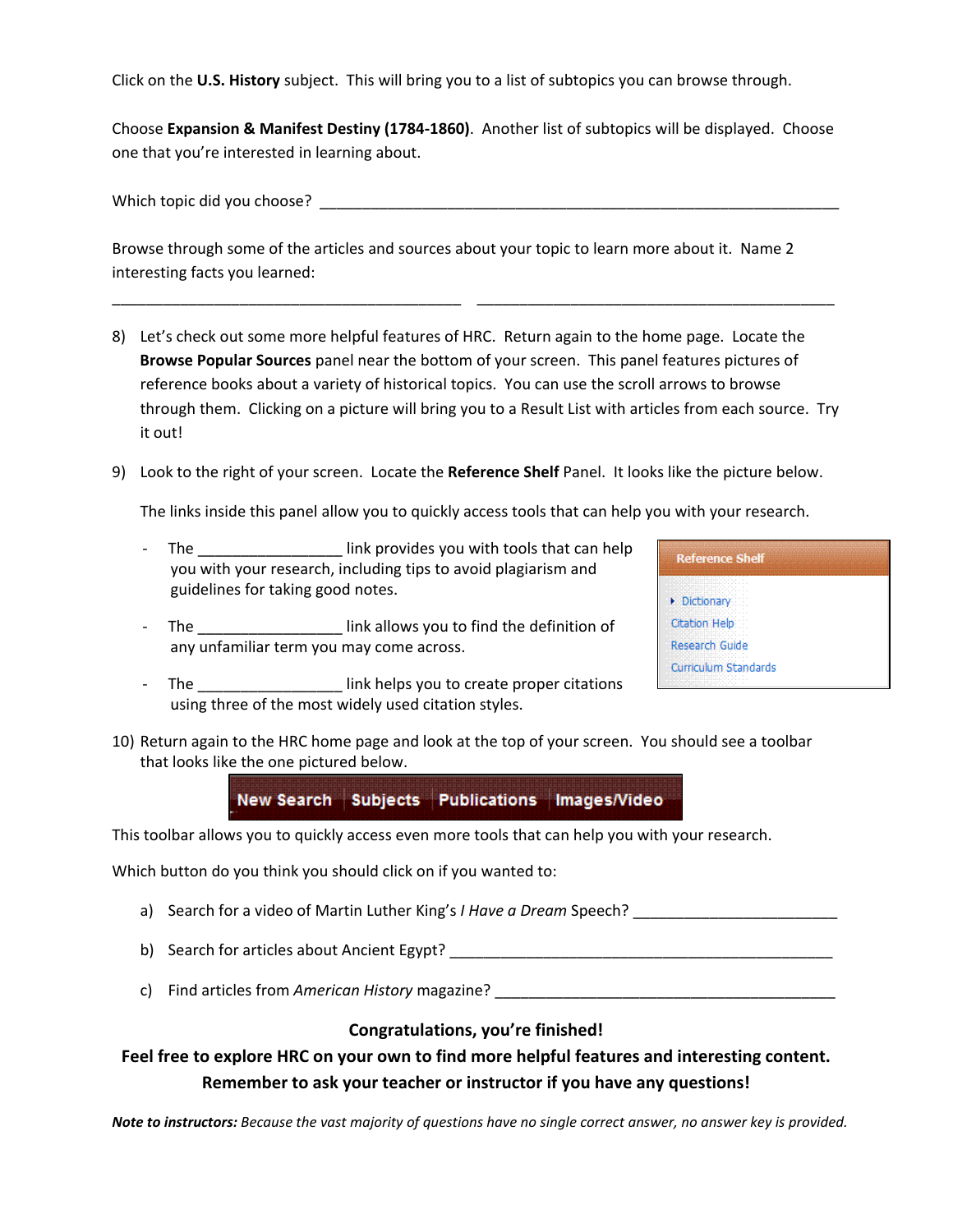Click on the **U.S. History** subject. This will bring you to a list of subtopics you can browse through.

Choose **Expansion & Manifest Destiny (1784-1860)**. Another list of subtopics will be displayed. Choose one that you're interested in learning about.

Which topic did you choose? ___________________________________________________________

Browse through some of the articles and sources about your topic to learn more about it. Name 2 interesting facts you learned:

_______________________________________ _______________________________________

8) Let's check out some more helpful features of HRC. Return again to the home page. Locate the **Browse Popular Sources** panel near the bottom of your screen. This panel features pictures of reference books about a variety of historical topics. You can use the scroll arrows to browse through them. Clicking on a picture will bring you to a Result List with articles from each source. Try it out!

9) Look to the right of your screen. Locate the **Reference Shelf** Panel. It looks like the picture below.

   The links inside this panel allow you to quickly access tools that can help you with your research.

   - The ________________ link provides you with tools that can help you with your research, including tips to avoid plagiarism and guidelines for taking good notes.
   - The ________________ link allows you to find the definition of any unfamiliar term you may come across.
   - The ________________ link helps you to create proper citations using three of the most widely used citation styles.

   Reference Shelf
   Dictionary
   Citation Help
   Research Guide
   Curriculum Standards

10) Return again to the HRC home page and look at the top of your screen. You should see a toolbar that looks like the one pictured below.

New Search | Subjects | Publications | Images/Video

This toolbar allows you to quickly access even more tools that can help you with your research.

Which button do you think you should click on if you wanted to:

a) Search for a video of Martin Luther King's *I Have a Dream* Speech? ______________________

b) Search for articles about Ancient Egypt? ____________________________________________

c) Find articles from *American History* magazine? _____________________________________

**Congratulations, you're finished!**

**Feel free to explore HRC on your own to find more helpful features and interesting content.**

**Remember to ask your teacher or instructor if you have any questions!**

***Note to instructors:*** *Because the vast majority of questions have no single correct answer, no answer key is provided.*